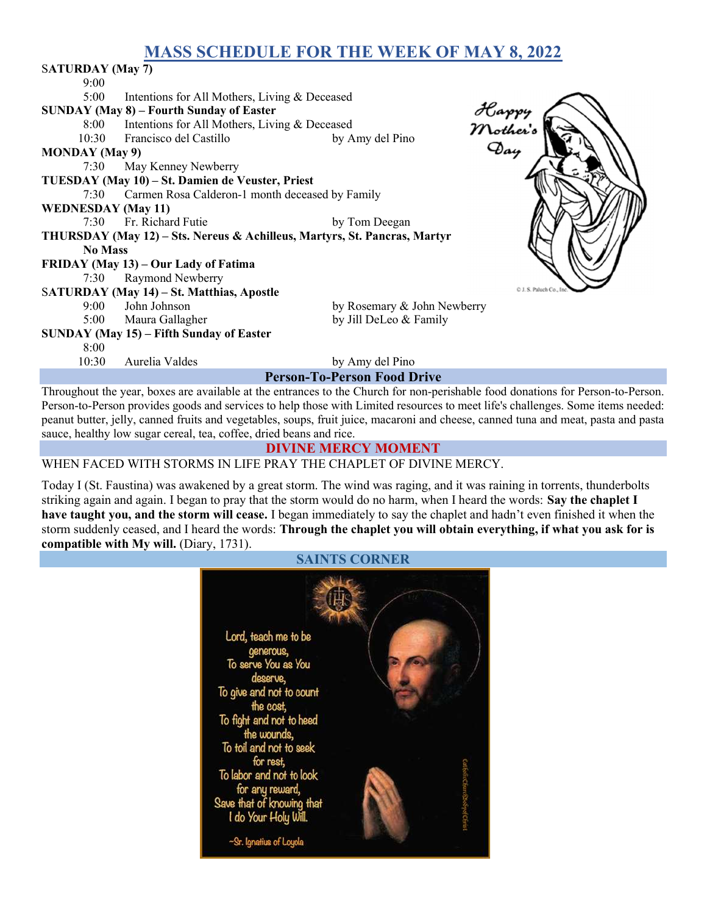# MASS SCHEDULE FOR THE WEEK OF MAY 8, 2022

**SATURDAY (May 7)**

9:00

5:00 Intentions for All Mothers, Living & Deceased

**SUNDAY (May 8) – Fourth Sunday of Easter**

8:00 Intentions for All Mothers, Living & Deceased

10:30 Francisco del Castillo by Amy del Pino

**MONDAY (May 9)**

7:30 May Kenney Newberry

**TUESDAY (May 10) – St. Damien de Veuster, Priest**

7:30 Carmen Rosa Calderon-1 month deceased by Family

**WEDNESDAY (May 11)**

7:30 Fr. Richard Futie by Tom Deegan

**THURSDAY (May 12) – Sts. Nereus & Achilleus, Martyrs, St. Pancras, Martyr**

**No Mass**

**FRIDAY (May 13) – Our Lady of Fatima**

7:30 Raymond Newberry

**SATURDAY (May 14) – St. Matthias, Apostle**

9:00 John Johnson by Rosemary & John Newberry

5:00 Maura Gallagher by Jill DeLeo & Family

**SUNDAY (May 15) – Fifth Sunday of Easter**

8:00

10:30 Aurelia Valdes by Amy del Pino

## Person-To-Person Food Drive

Throughout the year, boxes are available at the entrances to the Church for non-perishable food donations for Person-to-Person. Person-to-Person provides goods and services to help those with Limited resources to meet life's challenges. Some items needed: peanut butter, jelly, canned fruits and vegetables, soups, fruit juice, macaroni and cheese, canned tuna and meat, pasta and pasta sauce, healthy low sugar cereal, tea, coffee, dried beans and rice.

## DIVINE MERCY MOMENT

WHEN FACED WITH STORMS IN LIFE PRAY THE CHAPLET OF DIVINE MERCY.

Today I (St. Faustina) was awakened by a great storm. The wind was raging, and it was raining in torrents, thunderbolts striking again and again. I began to pray that the storm would do no harm, when I heard the words: **Say the chaplet I have taught you, and the storm will cease.** I began immediately to say the chaplet and hadn't even finished it when the storm suddenly ceased, and I heard the words: **Through the chaplet you will obtain everything, if what you ask for is compatible with My will.** (Diary, 1731).

## SAINTS CORNER

Lord, teach me to be generous,
To serve You as You deserve,
To give and not to count the cost,
To fight and not to heed the wounds,
To toil and not to seek for rest,
To labor and not to look for any reward,
Save that of knowing that I do Your Holy Will.

~St. Ignatius of Loyola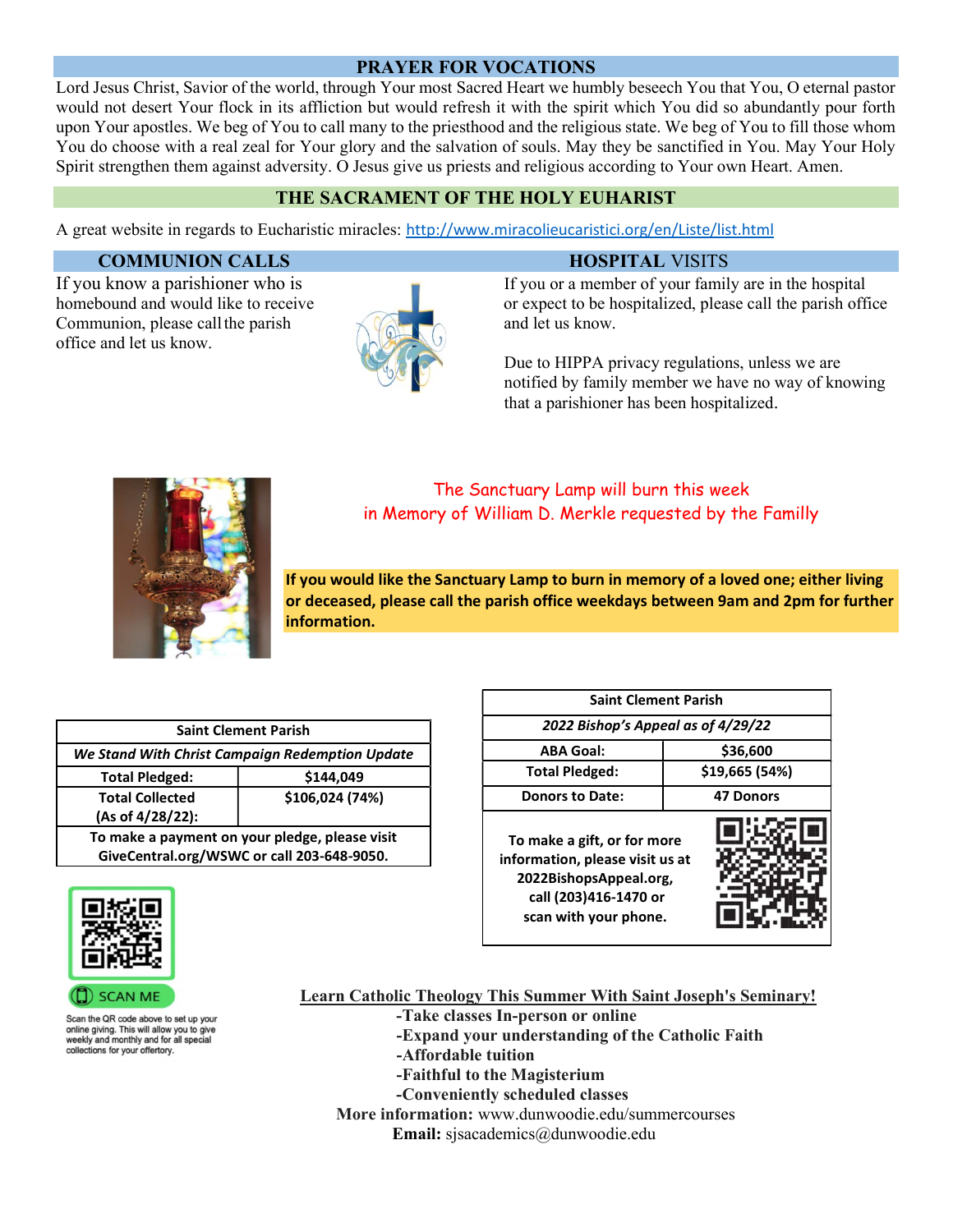## PRAYER FOR VOCATIONS

Lord Jesus Christ, Savior of the world, through Your most Sacred Heart we humbly beseech You that You, O eternal pastor would not desert Your flock in its affliction but would refresh it with the spirit which You did so abundantly pour forth upon Your apostles. We beg of You to call many to the priesthood and the religious state. We beg of You to fill those whom You do choose with a real zeal for Your glory and the salvation of souls. May they be sanctified in You. May Your Holy Spirit strengthen them against adversity. O Jesus give us priests and religious according to Your own Heart. Amen.

## THE SACRAMENT OF THE HOLY EUHARIST

A great website in regards to Eucharistic miracles: http://www.miracolieucaristici.org/en/Liste/list.html

## COMMUNION CALLS

If you know a parishioner who is homebound and would like to receive Communion, please call the parish office and let us know.

## HOSPITAL VISITS

If you or a member of your family are in the hospital or expect to be hospitalized, please call the parish office and let us know.

Due to HIPPA privacy regulations, unless we are notified by family member we have no way of knowing that a parishioner has been hospitalized.

The Sanctuary Lamp will burn this week
in Memory of William D. Merkle requested by the Familly

**If you would like the Sanctuary Lamp to burn in memory of a loved one; either living or deceased, please call the parish office weekdays between 9am and 2pm for further information.**

| Saint Clement Parish | |
|---|---|
| *We Stand With Christ Campaign Redemption Update* | |
| **Total Pledged:** | **$144,049** |
| **Total Collected (As of 4/28/22):** | **$106,024 (74%)** |
| **To make a payment on your pledge, please visit GiveCentral.org/WSWC or call 203-648-9050.** | |

| Saint Clement Parish | |
|---|---|
| *2022 Bishop's Appeal as of 4/29/22* | |
| **ABA Goal:** | **$36,600** |
| **Total Pledged:** | **$19,665 (54%)** |
| **Donors to Date:** | **47 Donors** |
| **To make a gift, or for more information, please visit us at 2022BishopsAppeal.org, call (203)416-1470 or scan with your phone.** | |

SCAN ME

Scan the QR code above to set up your online giving. This will allow you to give weekly and monthly and for all special collections for your offertory.

**Learn Catholic Theology This Summer With Saint Joseph's Seminary!**

**-Take classes In-person or online**
**-Expand your understanding of the Catholic Faith**
**-Affordable tuition**
**-Faithful to the Magisterium**
**-Conveniently scheduled classes**

**More information:** www.dunwoodie.edu/summercourses
**Email:** sjsacademics@dunwoodie.edu